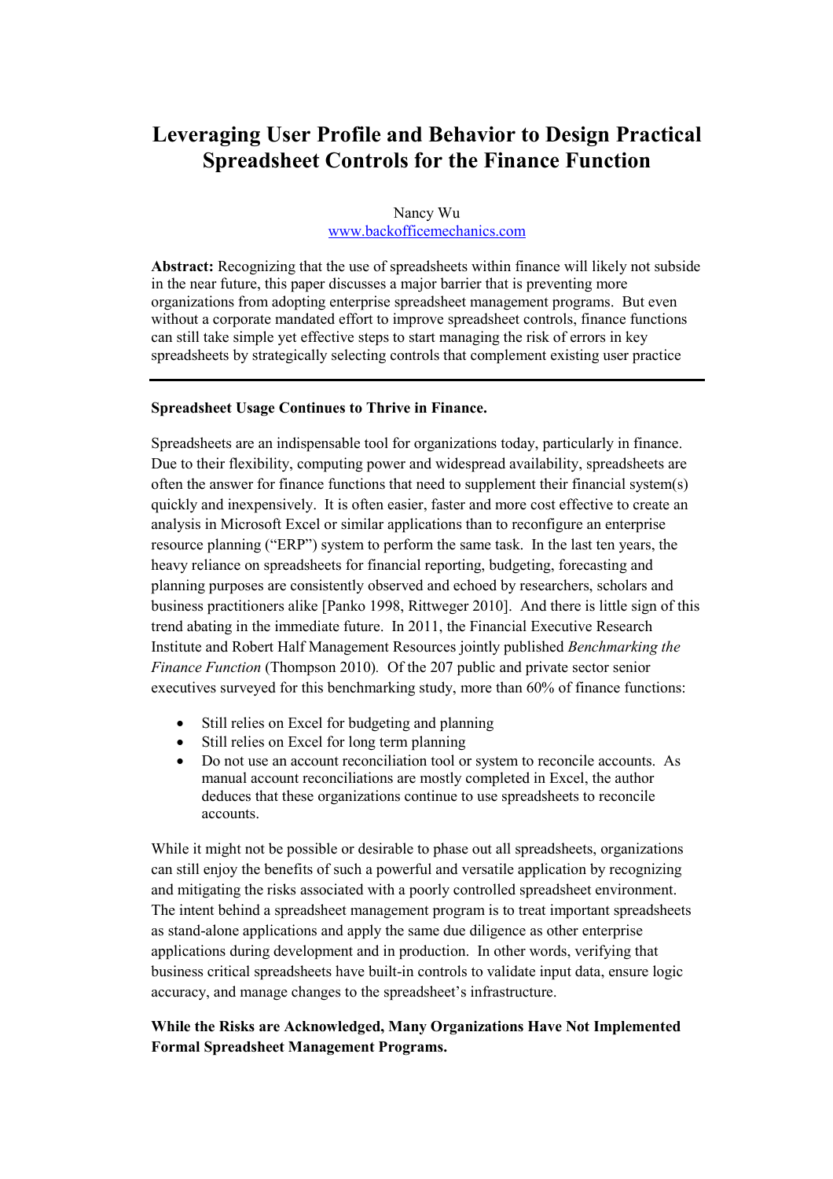# Leveraging User Profile and Behavior to Design Practical Spreadsheet Controls for the Finance Function

Nancy Wu
www.backofficemechanics.com

**Abstract:** Recognizing that the use of spreadsheets within finance will likely not subside in the near future, this paper discusses a major barrier that is preventing more organizations from adopting enterprise spreadsheet management programs. But even without a corporate mandated effort to improve spreadsheet controls, finance functions can still take simple yet effective steps to start managing the risk of errors in key spreadsheets by strategically selecting controls that complement existing user practice

---

**Spreadsheet Usage Continues to Thrive in Finance.**

Spreadsheets are an indispensable tool for organizations today, particularly in finance. Due to their flexibility, computing power and widespread availability, spreadsheets are often the answer for finance functions that need to supplement their financial system(s) quickly and inexpensively. It is often easier, faster and more cost effective to create an analysis in Microsoft Excel or similar applications than to reconfigure an enterprise resource planning ("ERP") system to perform the same task. In the last ten years, the heavy reliance on spreadsheets for financial reporting, budgeting, forecasting and planning purposes are consistently observed and echoed by researchers, scholars and business practitioners alike [Panko 1998, Rittweger 2010]. And there is little sign of this trend abating in the immediate future. In 2011, the Financial Executive Research Institute and Robert Half Management Resources jointly published *Benchmarking the Finance Function* (Thompson 2010). Of the 207 public and private sector senior executives surveyed for this benchmarking study, more than 60% of finance functions:

- Still relies on Excel for budgeting and planning
- Still relies on Excel for long term planning
- Do not use an account reconciliation tool or system to reconcile accounts. As manual account reconciliations are mostly completed in Excel, the author deduces that these organizations continue to use spreadsheets to reconcile accounts.

While it might not be possible or desirable to phase out all spreadsheets, organizations can still enjoy the benefits of such a powerful and versatile application by recognizing and mitigating the risks associated with a poorly controlled spreadsheet environment. The intent behind a spreadsheet management program is to treat important spreadsheets as stand-alone applications and apply the same due diligence as other enterprise applications during development and in production. In other words, verifying that business critical spreadsheets have built-in controls to validate input data, ensure logic accuracy, and manage changes to the spreadsheet's infrastructure.

**While the Risks are Acknowledged, Many Organizations Have Not Implemented Formal Spreadsheet Management Programs.**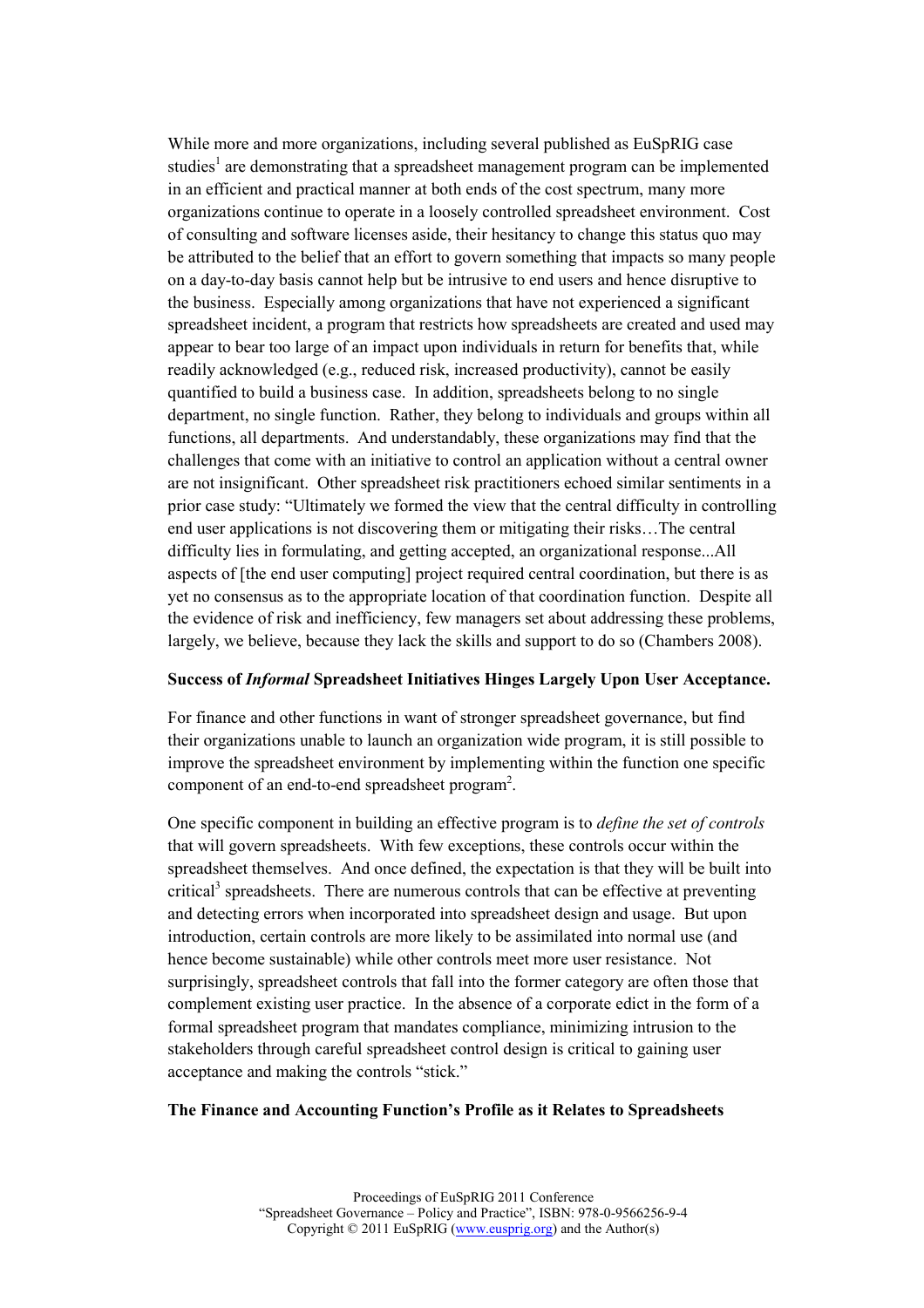While more and more organizations, including several published as EuSpRIG case studies[1] are demonstrating that a spreadsheet management program can be implemented in an efficient and practical manner at both ends of the cost spectrum, many more organizations continue to operate in a loosely controlled spreadsheet environment. Cost of consulting and software licenses aside, their hesitancy to change this status quo may be attributed to the belief that an effort to govern something that impacts so many people on a day-to-day basis cannot help but be intrusive to end users and hence disruptive to the business. Especially among organizations that have not experienced a significant spreadsheet incident, a program that restricts how spreadsheets are created and used may appear to bear too large of an impact upon individuals in return for benefits that, while readily acknowledged (e.g., reduced risk, increased productivity), cannot be easily quantified to build a business case. In addition, spreadsheets belong to no single department, no single function. Rather, they belong to individuals and groups within all functions, all departments. And understandably, these organizations may find that the challenges that come with an initiative to control an application without a central owner are not insignificant. Other spreadsheet risk practitioners echoed similar sentiments in a prior case study: "Ultimately we formed the view that the central difficulty in controlling end user applications is not discovering them or mitigating their risks…The central difficulty lies in formulating, and getting accepted, an organizational response...All aspects of [the end user computing] project required central coordination, but there is as yet no consensus as to the appropriate location of that coordination function. Despite all the evidence of risk and inefficiency, few managers set about addressing these problems, largely, we believe, because they lack the skills and support to do so (Chambers 2008).

**Success of *Informal* Spreadsheet Initiatives Hinges Largely Upon User Acceptance.**

For finance and other functions in want of stronger spreadsheet governance, but find their organizations unable to launch an organization wide program, it is still possible to improve the spreadsheet environment by implementing within the function one specific component of an end-to-end spreadsheet program[2].

One specific component in building an effective program is to *define the set of controls* that will govern spreadsheets. With few exceptions, these controls occur within the spreadsheet themselves. And once defined, the expectation is that they will be built into critical[3] spreadsheets. There are numerous controls that can be effective at preventing and detecting errors when incorporated into spreadsheet design and usage. But upon introduction, certain controls are more likely to be assimilated into normal use (and hence become sustainable) while other controls meet more user resistance. Not surprisingly, spreadsheet controls that fall into the former category are often those that complement existing user practice. In the absence of a corporate edict in the form of a formal spreadsheet program that mandates compliance, minimizing intrusion to the stakeholders through careful spreadsheet control design is critical to gaining user acceptance and making the controls "stick."

**The Finance and Accounting Function's Profile as it Relates to Spreadsheets**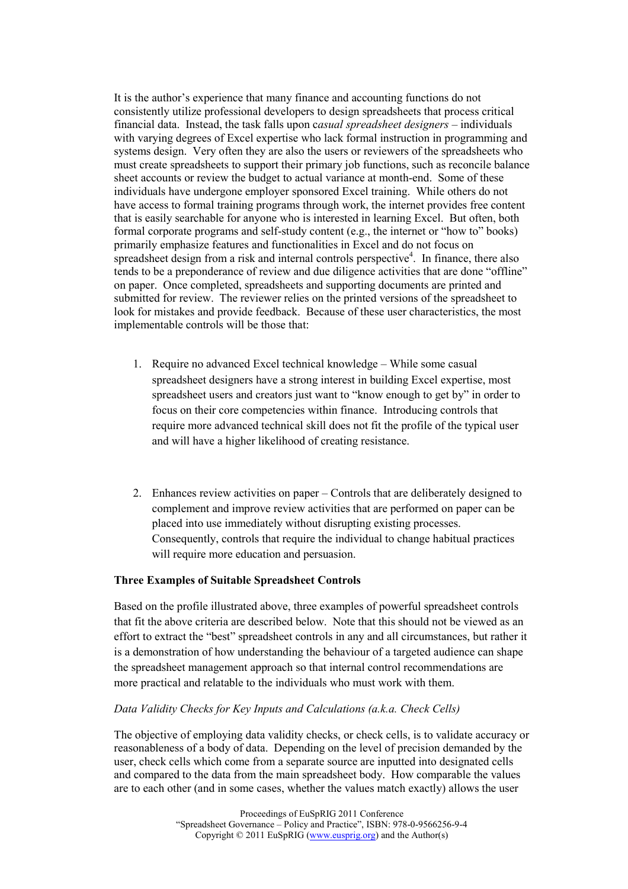It is the author's experience that many finance and accounting functions do not consistently utilize professional developers to design spreadsheets that process critical financial data. Instead, the task falls upon c*asual spreadsheet designers* – individuals with varying degrees of Excel expertise who lack formal instruction in programming and systems design. Very often they are also the users or reviewers of the spreadsheets who must create spreadsheets to support their primary job functions, such as reconcile balance sheet accounts or review the budget to actual variance at month-end. Some of these individuals have undergone employer sponsored Excel training. While others do not have access to formal training programs through work, the internet provides free content that is easily searchable for anyone who is interested in learning Excel. But often, both formal corporate programs and self-study content (e.g., the internet or "how to" books) primarily emphasize features and functionalities in Excel and do not focus on spreadsheet design from a risk and internal controls perspective[4]. In finance, there also tends to be a preponderance of review and due diligence activities that are done "offline" on paper. Once completed, spreadsheets and supporting documents are printed and submitted for review. The reviewer relies on the printed versions of the spreadsheet to look for mistakes and provide feedback. Because of these user characteristics, the most implementable controls will be those that:

1. Require no advanced Excel technical knowledge – While some casual spreadsheet designers have a strong interest in building Excel expertise, most spreadsheet users and creators just want to "know enough to get by" in order to focus on their core competencies within finance. Introducing controls that require more advanced technical skill does not fit the profile of the typical user and will have a higher likelihood of creating resistance.

2. Enhances review activities on paper – Controls that are deliberately designed to complement and improve review activities that are performed on paper can be placed into use immediately without disrupting existing processes. Consequently, controls that require the individual to change habitual practices will require more education and persuasion.

**Three Examples of Suitable Spreadsheet Controls**

Based on the profile illustrated above, three examples of powerful spreadsheet controls that fit the above criteria are described below. Note that this should not be viewed as an effort to extract the "best" spreadsheet controls in any and all circumstances, but rather it is a demonstration of how understanding the behaviour of a targeted audience can shape the spreadsheet management approach so that internal control recommendations are more practical and relatable to the individuals who must work with them.

*Data Validity Checks for Key Inputs and Calculations (a.k.a. Check Cells)*

The objective of employing data validity checks, or check cells, is to validate accuracy or reasonableness of a body of data. Depending on the level of precision demanded by the user, check cells which come from a separate source are inputted into designated cells and compared to the data from the main spreadsheet body. How comparable the values are to each other (and in some cases, whether the values match exactly) allows the user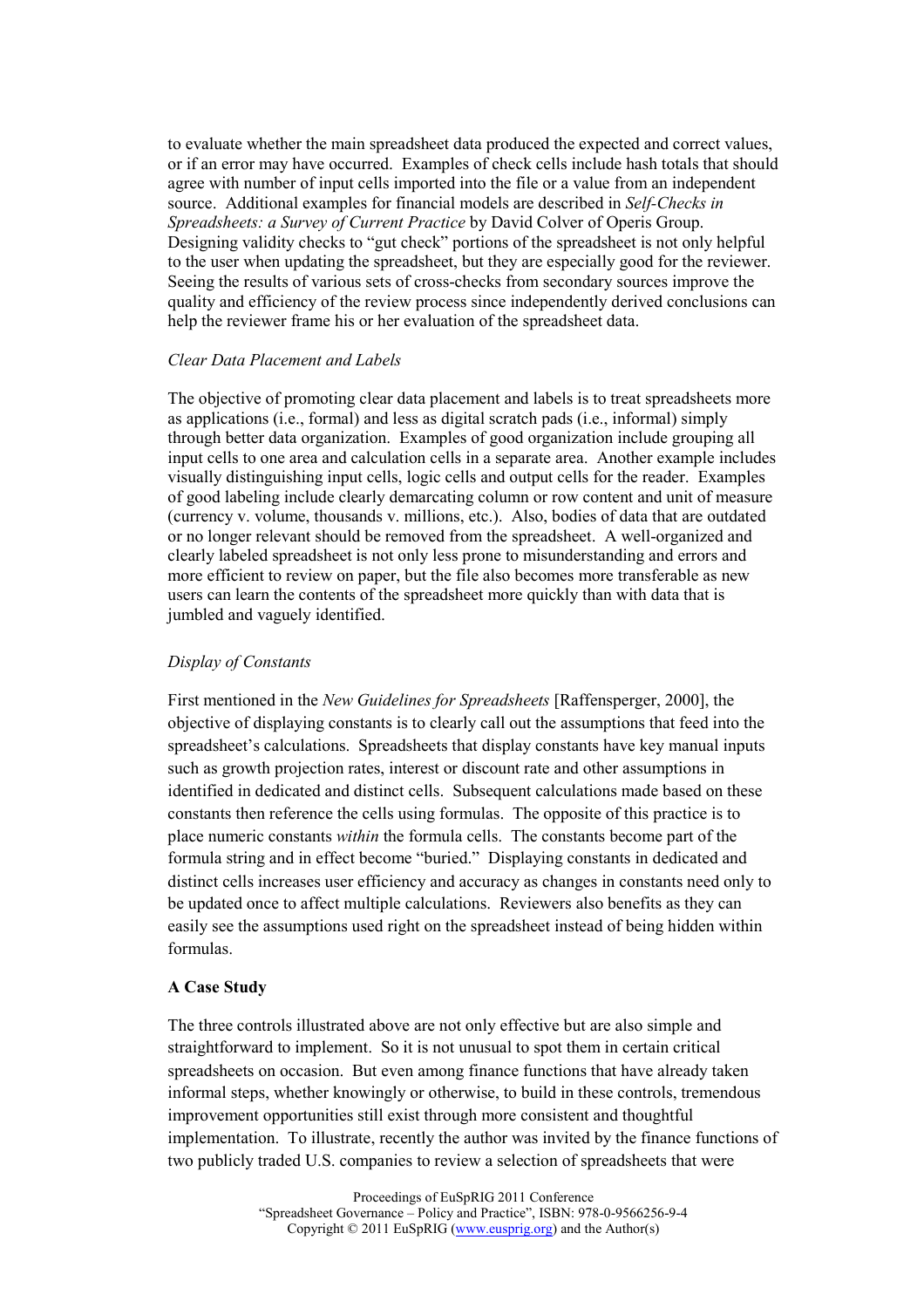to evaluate whether the main spreadsheet data produced the expected and correct values, or if an error may have occurred. Examples of check cells include hash totals that should agree with number of input cells imported into the file or a value from an independent source. Additional examples for financial models are described in *Self-Checks in Spreadsheets: a Survey of Current Practice* by David Colver of Operis Group. Designing validity checks to "gut check" portions of the spreadsheet is not only helpful to the user when updating the spreadsheet, but they are especially good for the reviewer. Seeing the results of various sets of cross-checks from secondary sources improve the quality and efficiency of the review process since independently derived conclusions can help the reviewer frame his or her evaluation of the spreadsheet data.

*Clear Data Placement and Labels*

The objective of promoting clear data placement and labels is to treat spreadsheets more as applications (i.e., formal) and less as digital scratch pads (i.e., informal) simply through better data organization. Examples of good organization include grouping all input cells to one area and calculation cells in a separate area. Another example includes visually distinguishing input cells, logic cells and output cells for the reader. Examples of good labeling include clearly demarcating column or row content and unit of measure (currency v. volume, thousands v. millions, etc.). Also, bodies of data that are outdated or no longer relevant should be removed from the spreadsheet. A well-organized and clearly labeled spreadsheet is not only less prone to misunderstanding and errors and more efficient to review on paper, but the file also becomes more transferable as new users can learn the contents of the spreadsheet more quickly than with data that is jumbled and vaguely identified.

*Display of Constants*

First mentioned in the *New Guidelines for Spreadsheets* [Raffensperger, 2000], the objective of displaying constants is to clearly call out the assumptions that feed into the spreadsheet's calculations. Spreadsheets that display constants have key manual inputs such as growth projection rates, interest or discount rate and other assumptions in identified in dedicated and distinct cells. Subsequent calculations made based on these constants then reference the cells using formulas. The opposite of this practice is to place numeric constants *within* the formula cells. The constants become part of the formula string and in effect become "buried." Displaying constants in dedicated and distinct cells increases user efficiency and accuracy as changes in constants need only to be updated once to affect multiple calculations. Reviewers also benefits as they can easily see the assumptions used right on the spreadsheet instead of being hidden within formulas.

**A Case Study**

The three controls illustrated above are not only effective but are also simple and straightforward to implement. So it is not unusual to spot them in certain critical spreadsheets on occasion. But even among finance functions that have already taken informal steps, whether knowingly or otherwise, to build in these controls, tremendous improvement opportunities still exist through more consistent and thoughtful implementation. To illustrate, recently the author was invited by the finance functions of two publicly traded U.S. companies to review a selection of spreadsheets that were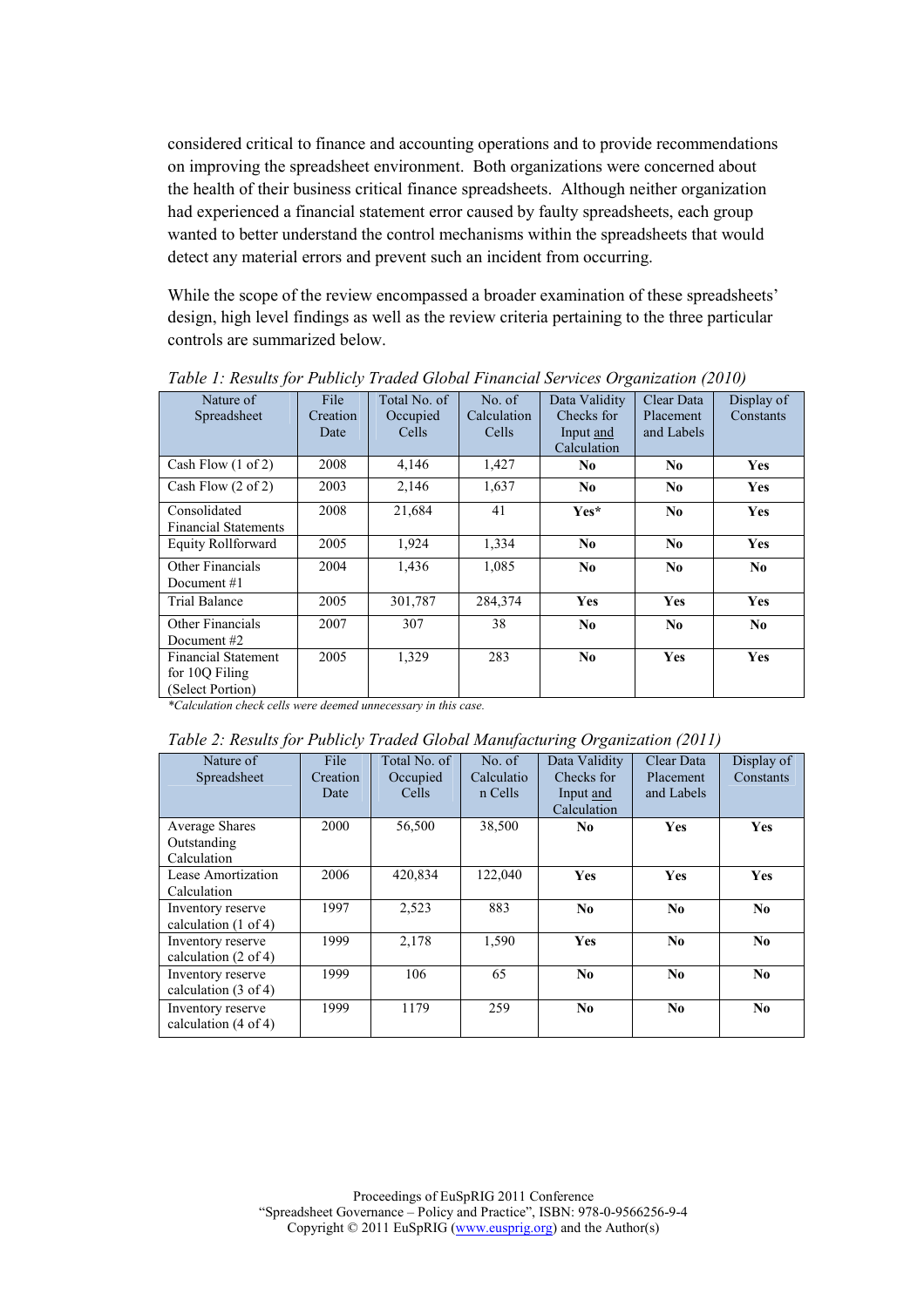considered critical to finance and accounting operations and to provide recommendations on improving the spreadsheet environment. Both organizations were concerned about the health of their business critical finance spreadsheets. Although neither organization had experienced a financial statement error caused by faulty spreadsheets, each group wanted to better understand the control mechanisms within the spreadsheets that would detect any material errors and prevent such an incident from occurring.

While the scope of the review encompassed a broader examination of these spreadsheets' design, high level findings as well as the review criteria pertaining to the three particular controls are summarized below.

*Table 1: Results for Publicly Traded Global Financial Services Organization (2010)*

| Nature of Spreadsheet | File Creation Date | Total No. of Occupied Cells | No. of Calculation Cells | Data Validity Checks for Input and Calculation | Clear Data Placement and Labels | Display of Constants |
|---|---|---|---|---|---|---|
| Cash Flow (1 of 2) | 2008 | 4,146 | 1,427 | **No** | **No** | **Yes** |
| Cash Flow (2 of 2) | 2003 | 2,146 | 1,637 | **No** | **No** | **Yes** |
| Consolidated Financial Statements | 2008 | 21,684 | 41 | **Yes*** | **No** | **Yes** |
| Equity Rollforward | 2005 | 1,924 | 1,334 | **No** | **No** | **Yes** |
| Other Financials Document #1 | 2004 | 1,436 | 1,085 | **No** | **No** | **No** |
| Trial Balance | 2005 | 301,787 | 284,374 | **Yes** | **Yes** | **Yes** |
| Other Financials Document #2 | 2007 | 307 | 38 | **No** | **No** | **No** |
| Financial Statement for 10Q Filing (Select Portion) | 2005 | 1,329 | 283 | **No** | **Yes** | **Yes** |

*\*Calculation check cells were deemed unnecessary in this case.*

*Table 2: Results for Publicly Traded Global Manufacturing Organization (2011)*

| Nature of Spreadsheet | File Creation Date | Total No. of Occupied Cells | No. of Calculation Cells | Data Validity Checks for Input and Calculation | Clear Data Placement and Labels | Display of Constants |
|---|---|---|---|---|---|---|
| Average Shares Outstanding Calculation | 2000 | 56,500 | 38,500 | **No** | **Yes** | **Yes** |
| Lease Amortization Calculation | 2006 | 420,834 | 122,040 | **Yes** | **Yes** | **Yes** |
| Inventory reserve calculation (1 of 4) | 1997 | 2,523 | 883 | **No** | **No** | **No** |
| Inventory reserve calculation (2 of 4) | 1999 | 2,178 | 1,590 | **Yes** | **No** | **No** |
| Inventory reserve calculation (3 of 4) | 1999 | 106 | 65 | **No** | **No** | **No** |
| Inventory reserve calculation (4 of 4) | 1999 | 1179 | 259 | **No** | **No** | **No** |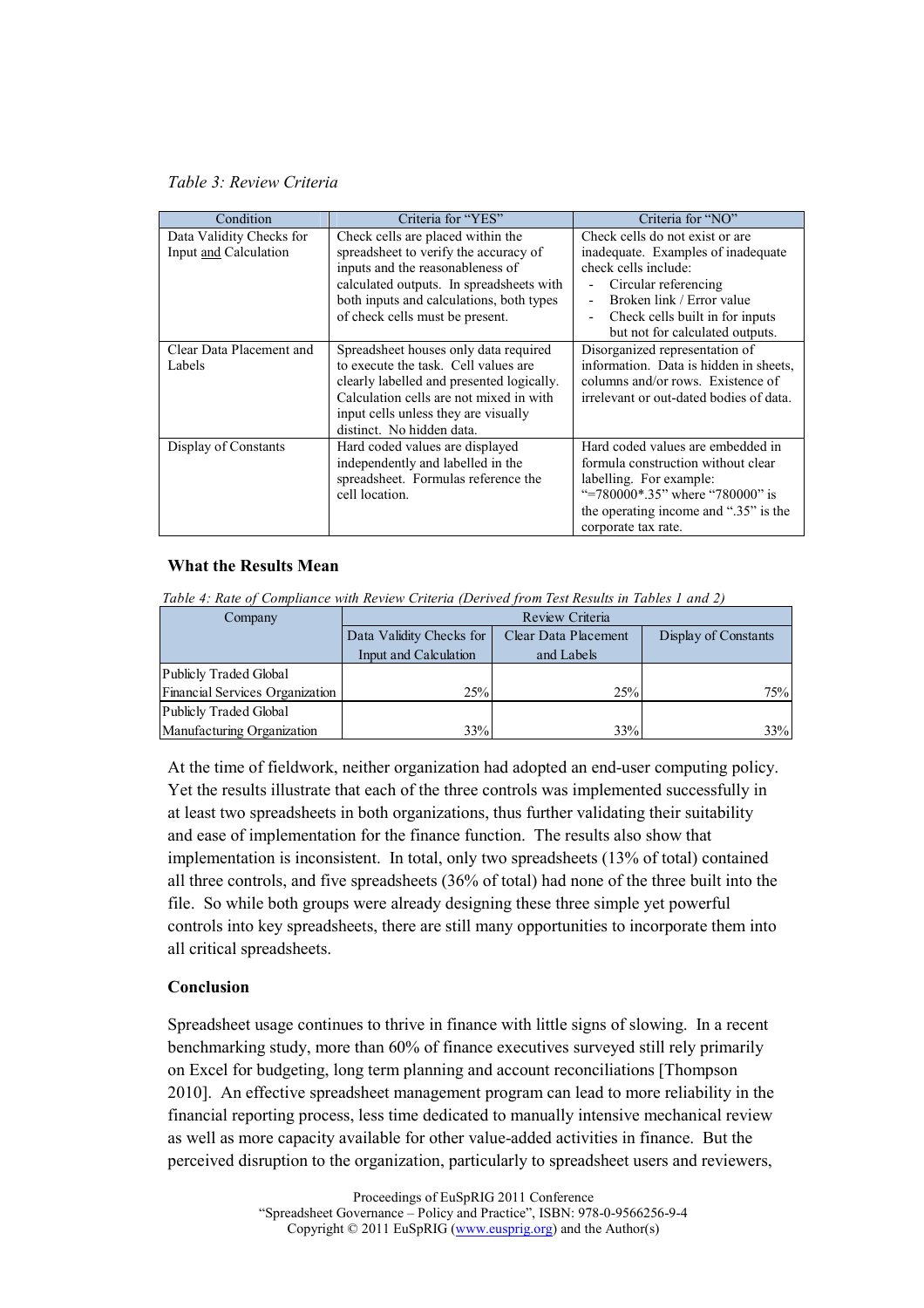*Table 3: Review Criteria*

| Condition | Criteria for "YES" | Criteria for "NO" |
|---|---|---|
| Data Validity Checks for Input <u>and</u> Calculation | Check cells are placed within the spreadsheet to verify the accuracy of inputs and the reasonableness of calculated outputs. In spreadsheets with both inputs and calculations, both types of check cells must be present. | Check cells do not exist or are inadequate. Examples of inadequate check cells include: - Circular referencing - Broken link / Error value - Check cells built in for inputs but not for calculated outputs. |
| Clear Data Placement and Labels | Spreadsheet houses only data required to execute the task. Cell values are clearly labelled and presented logically. Calculation cells are not mixed in with input cells unless they are visually distinct. No hidden data. | Disorganized representation of information. Data is hidden in sheets, columns and/or rows. Existence of irrelevant or out-dated bodies of data. |
| Display of Constants | Hard coded values are displayed independently and labelled in the spreadsheet. Formulas reference the cell location. | Hard coded values are embedded in formula construction without clear labelling. For example: "=780000*.35" where "780000" is the operating income and ".35" is the corporate tax rate. |

### What the Results Mean

*Table 4: Rate of Compliance with Review Criteria (Derived from Test Results in Tables 1 and 2)*

| Company | Review Criteria | | |
|---|---|---|---|
| | Data Validity Checks for Input and Calculation | Clear Data Placement and Labels | Display of Constants |
| Publicly Traded Global Financial Services Organization | 25% | 25% | 75% |
| Publicly Traded Global Manufacturing Organization | 33% | 33% | 33% |

At the time of fieldwork, neither organization had adopted an end-user computing policy. Yet the results illustrate that each of the three controls was implemented successfully in at least two spreadsheets in both organizations, thus further validating their suitability and ease of implementation for the finance function. The results also show that implementation is inconsistent. In total, only two spreadsheets (13% of total) contained all three controls, and five spreadsheets (36% of total) had none of the three built into the file. So while both groups were already designing these three simple yet powerful controls into key spreadsheets, there are still many opportunities to incorporate them into all critical spreadsheets.

### Conclusion

Spreadsheet usage continues to thrive in finance with little signs of slowing. In a recent benchmarking study, more than 60% of finance executives surveyed still rely primarily on Excel for budgeting, long term planning and account reconciliations [Thompson 2010]. An effective spreadsheet management program can lead to more reliability in the financial reporting process, less time dedicated to manually intensive mechanical review as well as more capacity available for other value-added activities in finance. But the perceived disruption to the organization, particularly to spreadsheet users and reviewers,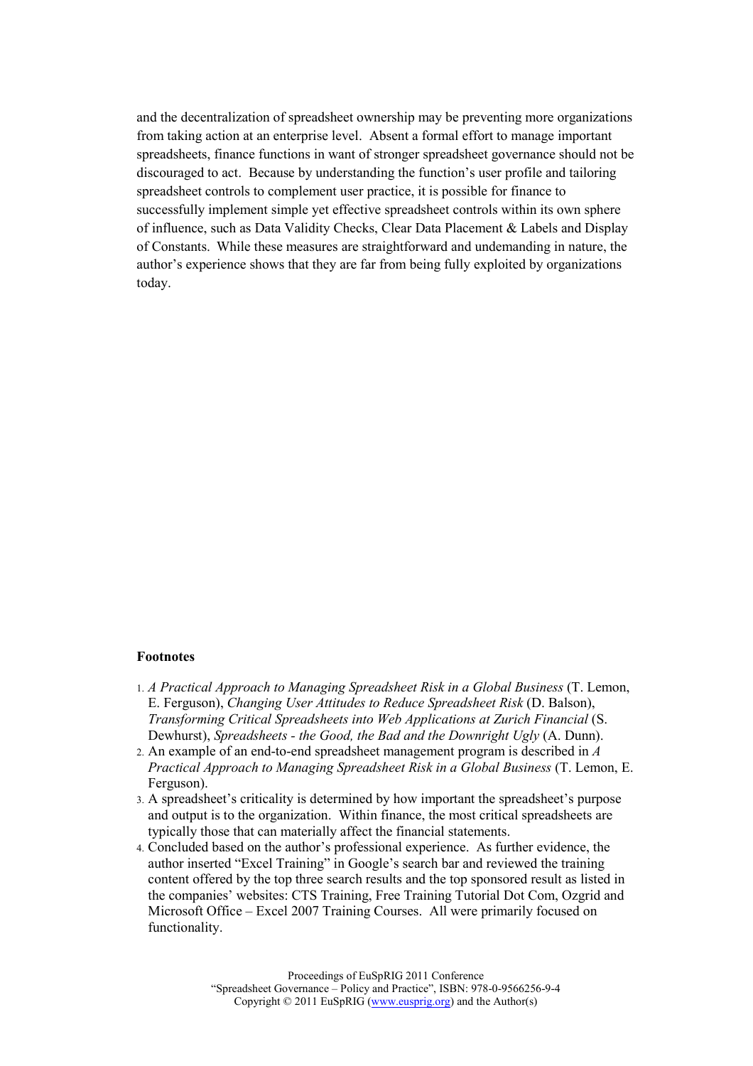and the decentralization of spreadsheet ownership may be preventing more organizations from taking action at an enterprise level. Absent a formal effort to manage important spreadsheets, finance functions in want of stronger spreadsheet governance should not be discouraged to act. Because by understanding the function's user profile and tailoring spreadsheet controls to complement user practice, it is possible for finance to successfully implement simple yet effective spreadsheet controls within its own sphere of influence, such as Data Validity Checks, Clear Data Placement & Labels and Display of Constants. While these measures are straightforward and undemanding in nature, the author's experience shows that they are far from being fully exploited by organizations today.

**Footnotes**

1. *A Practical Approach to Managing Spreadsheet Risk in a Global Business* (T. Lemon, E. Ferguson), *Changing User Attitudes to Reduce Spreadsheet Risk* (D. Balson), *Transforming Critical Spreadsheets into Web Applications at Zurich Financial* (S. Dewhurst), *Spreadsheets - the Good, the Bad and the Downright Ugly* (A. Dunn).
2. An example of an end-to-end spreadsheet management program is described in *A Practical Approach to Managing Spreadsheet Risk in a Global Business* (T. Lemon, E. Ferguson).
3. A spreadsheet's criticality is determined by how important the spreadsheet's purpose and output is to the organization. Within finance, the most critical spreadsheets are typically those that can materially affect the financial statements.
4. Concluded based on the author's professional experience. As further evidence, the author inserted "Excel Training" in Google's search bar and reviewed the training content offered by the top three search results and the top sponsored result as listed in the companies' websites: CTS Training, Free Training Tutorial Dot Com, Ozgrid and Microsoft Office – Excel 2007 Training Courses. All were primarily focused on functionality.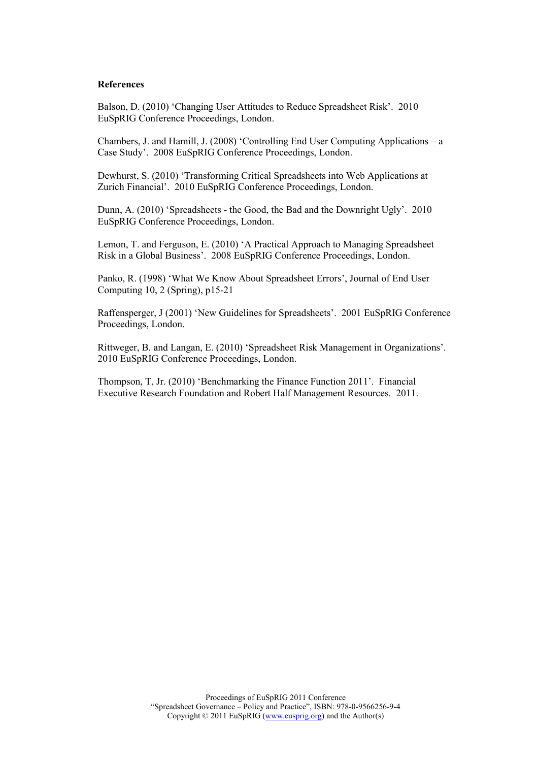**References**

Balson, D. (2010) 'Changing User Attitudes to Reduce Spreadsheet Risk'. 2010 EuSpRIG Conference Proceedings, London.

Chambers, J. and Hamill, J. (2008) 'Controlling End User Computing Applications – a Case Study'. 2008 EuSpRIG Conference Proceedings, London.

Dewhurst, S. (2010) 'Transforming Critical Spreadsheets into Web Applications at Zurich Financial'. 2010 EuSpRIG Conference Proceedings, London.

Dunn, A. (2010) 'Spreadsheets - the Good, the Bad and the Downright Ugly'. 2010 EuSpRIG Conference Proceedings, London.

Lemon, T. and Ferguson, E. (2010) 'A Practical Approach to Managing Spreadsheet Risk in a Global Business'. 2008 EuSpRIG Conference Proceedings, London.

Panko, R. (1998) 'What We Know About Spreadsheet Errors', Journal of End User Computing 10, 2 (Spring), p15-21

Raffensperger, J (2001) 'New Guidelines for Spreadsheets'. 2001 EuSpRIG Conference Proceedings, London.

Rittweger, B. and Langan, E. (2010) 'Spreadsheet Risk Management in Organizations'. 2010 EuSpRIG Conference Proceedings, London.

Thompson, T, Jr. (2010) 'Benchmarking the Finance Function 2011'. Financial Executive Research Foundation and Robert Half Management Resources. 2011.